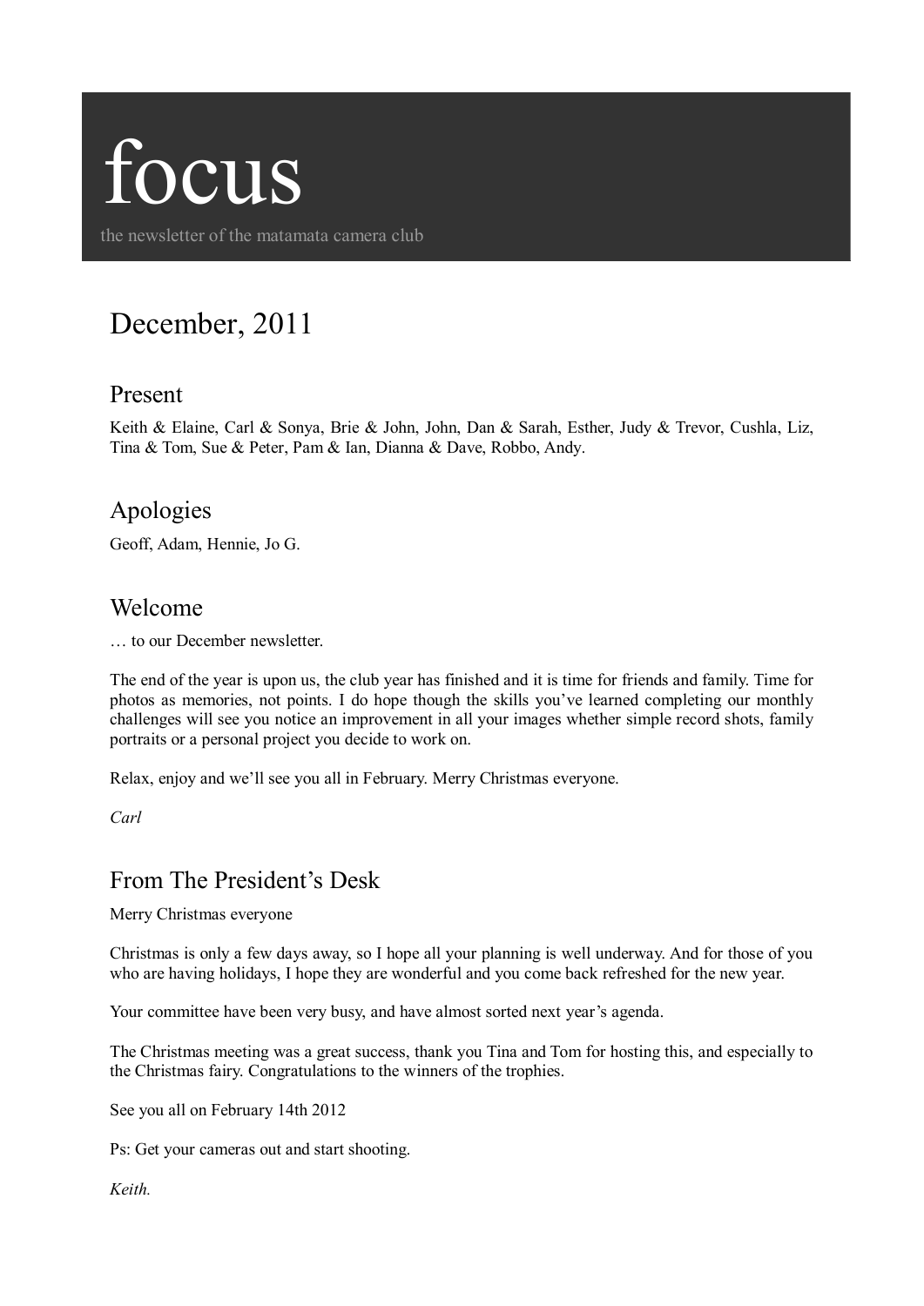# focus

the newsletter of the matamata camera club

## December, 2011

### Present

Keith & Elaine, Carl & Sonya, Brie & John, John, Dan & Sarah, Esther, Judy & Trevor, Cushla, Liz, Tina & Tom, Sue & Peter, Pam & Ian, Dianna & Dave, Robbo, Andy.

### Apologies

Geoff, Adam, Hennie, Jo G.

### Welcome

… to our December newsletter.

The end of the year is upon us, the club year has finished and it is time for friends and family. Time for photos as memories, not points. I do hope though the skills you've learned completing our monthly challenges will see you notice an improvement in all your images whether simple record shots, family portraits or a personal project you decide to work on.

Relax, enjoy and we'll see you all in February. Merry Christmas everyone.

*Carl*

### From The President's Desk

Merry Christmas everyone

Christmas is only a few days away, so I hope all your planning is well underway. And for those of you who are having holidays, I hope they are wonderful and you come back refreshed for the new year.

Your committee have been very busy, and have almost sorted next year's agenda.

The Christmas meeting was a great success, thank you Tina and Tom for hosting this, and especially to the Christmas fairy. Congratulations to the winners of the trophies.

See you all on February 14th 2012

Ps: Get your cameras out and start shooting.

*Keith.*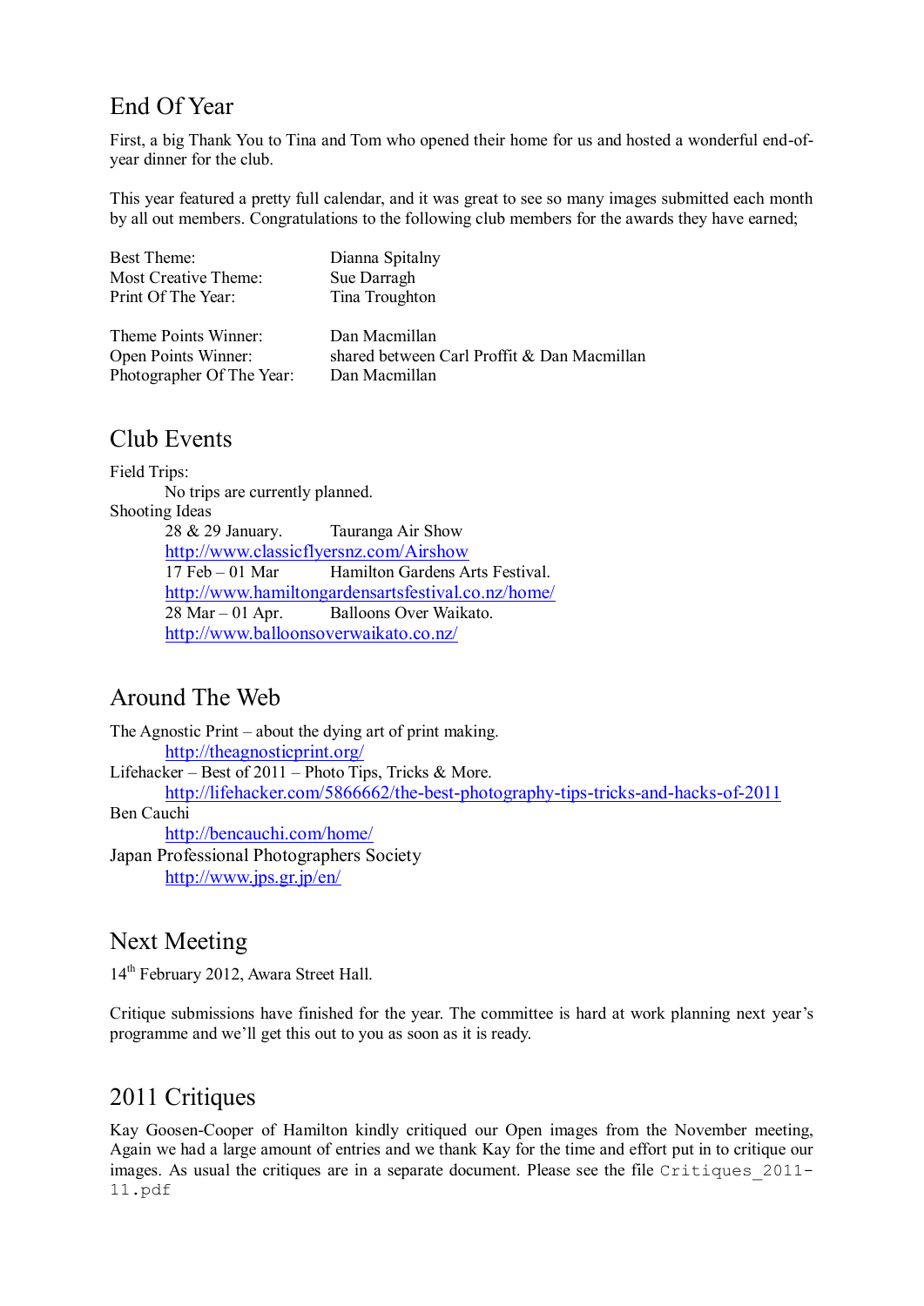## End Of Year

First, a big Thank You to Tina and Tom who opened their home for us and hosted a wonderful end-of-year dinner for the club.

This year featured a pretty full calendar, and it was great to see so many images submitted each month by all out members. Congratulations to the following club members for the awards they have earned;

| | |
|---|---|
| Best Theme: | Dianna Spitalny |
| Most Creative Theme: | Sue Darragh |
| Print Of The Year: | Tina Troughton |
| | |
| Theme Points Winner: | Dan Macmillan |
| Open Points Winner: | shared between Carl Proffit & Dan Macmillan |
| Photographer Of The Year: | Dan Macmillan |

## Club Events

Field Trips:

No trips are currently planned.

Shooting Ideas

28 & 29 January. Tauranga Air Show
http://www.classicflyersnz.com/Airshow

17 Feb – 01 Mar Hamilton Gardens Arts Festival.
http://www.hamiltongardensartsfestival.co.nz/home/

28 Mar – 01 Apr. Balloons Over Waikato.
http://www.balloonsoverwaikato.co.nz/

## Around The Web

The Agnostic Print – about the dying art of print making.
http://theagnosticprint.org/

Lifehacker – Best of 2011 – Photo Tips, Tricks & More.
http://lifehacker.com/5866662/the-best-photography-tips-tricks-and-hacks-of-2011

Ben Cauchi
http://bencauchi.com/home/

Japan Professional Photographers Society
http://www.jps.gr.jp/en/

## Next Meeting

14th February 2012, Awara Street Hall.

Critique submissions have finished for the year. The committee is hard at work planning next year's programme and we'll get this out to you as soon as it is ready.

## 2011 Critiques

Kay Goosen-Cooper of Hamilton kindly critiqued our Open images from the November meeting, Again we had a large amount of entries and we thank Kay for the time and effort put in to critique our images. As usual the critiques are in a separate document. Please see the file `Critiques_2011-11.pdf`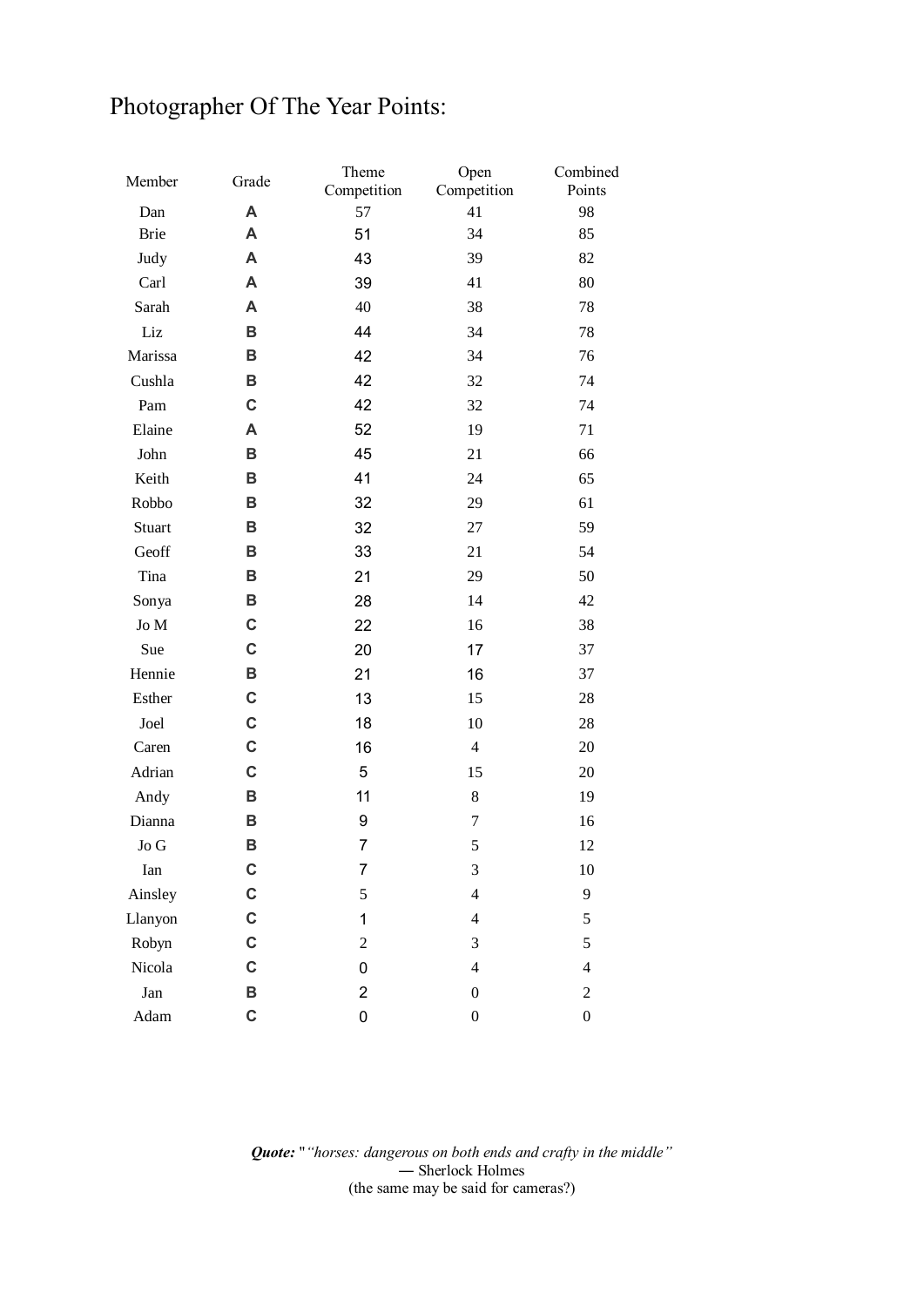# Photographer Of The Year Points:

| Member | Grade | Theme Competition | Open Competition | Combined Points |
|---|---|---|---|---|
| Dan | A | 57 | 41 | 98 |
| Brie | A | 51 | 34 | 85 |
| Judy | A | 43 | 39 | 82 |
| Carl | A | 39 | 41 | 80 |
| Sarah | A | 40 | 38 | 78 |
| Liz | B | 44 | 34 | 78 |
| Marissa | B | 42 | 34 | 76 |
| Cushla | B | 42 | 32 | 74 |
| Pam | C | 42 | 32 | 74 |
| Elaine | A | 52 | 19 | 71 |
| John | B | 45 | 21 | 66 |
| Keith | B | 41 | 24 | 65 |
| Robbo | B | 32 | 29 | 61 |
| Stuart | B | 32 | 27 | 59 |
| Geoff | B | 33 | 21 | 54 |
| Tina | B | 21 | 29 | 50 |
| Sonya | B | 28 | 14 | 42 |
| Jo M | C | 22 | 16 | 38 |
| Sue | C | 20 | 17 | 37 |
| Hennie | B | 21 | 16 | 37 |
| Esther | C | 13 | 15 | 28 |
| Joel | C | 18 | 10 | 28 |
| Caren | C | 16 | 4 | 20 |
| Adrian | C | 5 | 15 | 20 |
| Andy | B | 11 | 8 | 19 |
| Dianna | B | 9 | 7 | 16 |
| Jo G | B | 7 | 5 | 12 |
| Ian | C | 7 | 3 | 10 |
| Ainsley | C | 5 | 4 | 9 |
| Llanyon | C | 1 | 4 | 5 |
| Robyn | C | 2 | 3 | 5 |
| Nicola | C | 0 | 4 | 4 |
| Jan | B | 2 | 0 | 2 |
| Adam | C | 0 | 0 | 0 |

***Quote:*** "*"horses: dangerous on both ends and crafty in the middle"*
― Sherlock Holmes
(the same may be said for cameras?)